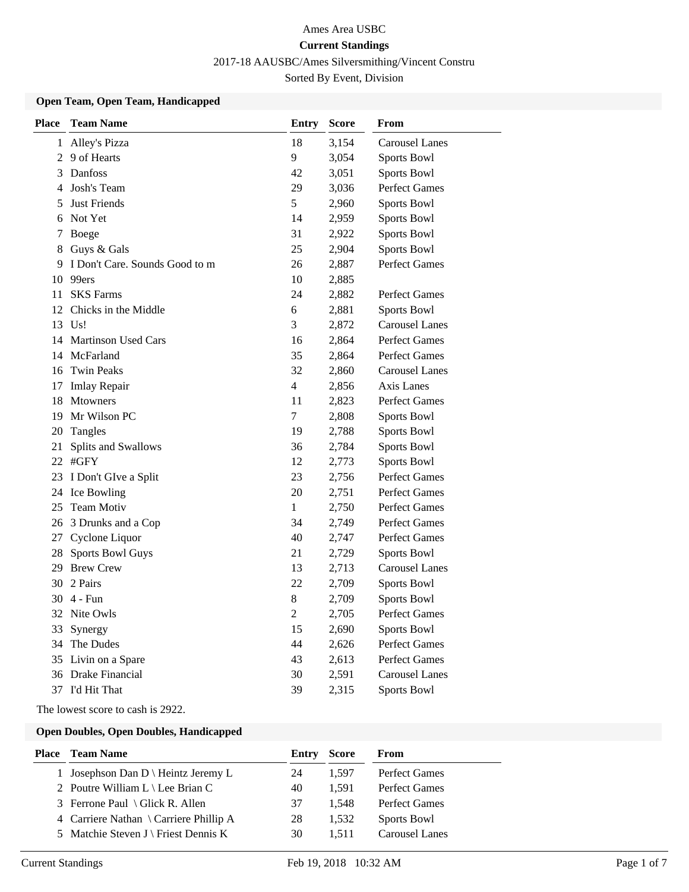Ames Area USBC

**Current Standings**

2017-18 AAUSBC/Ames Silversmithing/Vincent Constru

Sorted By Event, Division

### Open Team, Open Team, Handicapped

| Place | Team Name | Entry | Score | From |
|---|---|---|---|---|
| 1 | Alley's Pizza | 18 | 3,154 | Carousel Lanes |
| 2 | 9 of Hearts | 9 | 3,054 | Sports Bowl |
| 3 | Danfoss | 42 | 3,051 | Sports Bowl |
| 4 | Josh's Team | 29 | 3,036 | Perfect Games |
| 5 | Just Friends | 5 | 2,960 | Sports Bowl |
| 6 | Not Yet | 14 | 2,959 | Sports Bowl |
| 7 | Boege | 31 | 2,922 | Sports Bowl |
| 8 | Guys & Gals | 25 | 2,904 | Sports Bowl |
| 9 | I Don't Care. Sounds Good to m | 26 | 2,887 | Perfect Games |
| 10 | 99ers | 10 | 2,885 | |
| 11 | SKS Farms | 24 | 2,882 | Perfect Games |
| 12 | Chicks in the Middle | 6 | 2,881 | Sports Bowl |
| 13 | Us! | 3 | 2,872 | Carousel Lanes |
| 14 | Martinson Used Cars | 16 | 2,864 | Perfect Games |
| 14 | McFarland | 35 | 2,864 | Perfect Games |
| 16 | Twin Peaks | 32 | 2,860 | Carousel Lanes |
| 17 | Imlay Repair | 4 | 2,856 | Axis Lanes |
| 18 | Mtowners | 11 | 2,823 | Perfect Games |
| 19 | Mr Wilson PC | 7 | 2,808 | Sports Bowl |
| 20 | Tangles | 19 | 2,788 | Sports Bowl |
| 21 | Splits and Swallows | 36 | 2,784 | Sports Bowl |
| 22 | #GFY | 12 | 2,773 | Sports Bowl |
| 23 | I Don't GIve a Split | 23 | 2,756 | Perfect Games |
| 24 | Ice Bowling | 20 | 2,751 | Perfect Games |
| 25 | Team Motiv | 1 | 2,750 | Perfect Games |
| 26 | 3 Drunks and a Cop | 34 | 2,749 | Perfect Games |
| 27 | Cyclone Liquor | 40 | 2,747 | Perfect Games |
| 28 | Sports Bowl Guys | 21 | 2,729 | Sports Bowl |
| 29 | Brew Crew | 13 | 2,713 | Carousel Lanes |
| 30 | 2 Pairs | 22 | 2,709 | Sports Bowl |
| 30 | 4 - Fun | 8 | 2,709 | Sports Bowl |
| 32 | Nite Owls | 2 | 2,705 | Perfect Games |
| 33 | Synergy | 15 | 2,690 | Sports Bowl |
| 34 | The Dudes | 44 | 2,626 | Perfect Games |
| 35 | Livin on a Spare | 43 | 2,613 | Perfect Games |
| 36 | Drake Financial | 30 | 2,591 | Carousel Lanes |
| 37 | I'd Hit That | 39 | 2,315 | Sports Bowl |

The lowest score to cash is 2922.

### Open Doubles, Open Doubles, Handicapped

| Place | Team Name | Entry | Score | From |
|---|---|---|---|---|
| 1 | Josephson Dan D \ Heintz Jeremy L | 24 | 1,597 | Perfect Games |
| 2 | Poutre William L \ Lee Brian C | 40 | 1,591 | Perfect Games |
| 3 | Ferrone Paul \ Glick R. Allen | 37 | 1,548 | Perfect Games |
| 4 | Carriere Nathan \ Carriere Phillip A | 28 | 1,532 | Sports Bowl |
| 5 | Matchie Steven J \ Friest Dennis K | 30 | 1,511 | Carousel Lanes |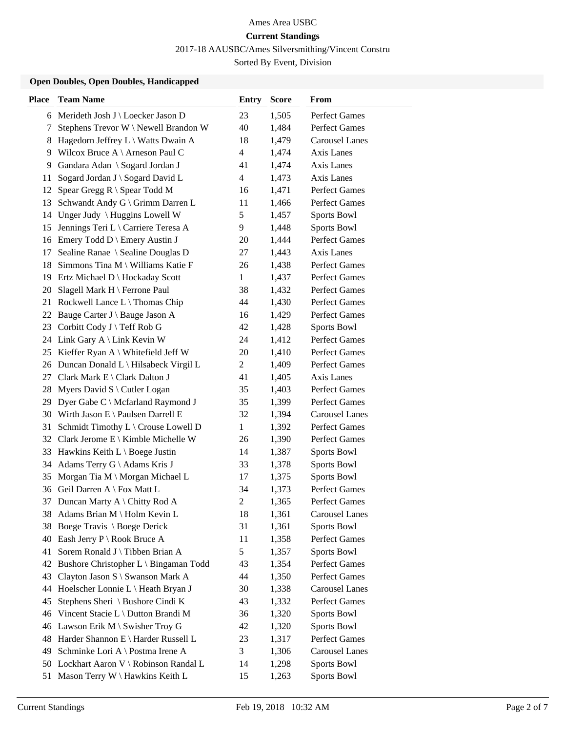Ames Area USBC

**Current Standings**

2017-18 AAUSBC/Ames Silversmithing/Vincent Constru

Sorted By Event, Division

### Open Doubles, Open Doubles, Handicapped

| Place | Team Name | Entry | Score | From |
|---|---|---|---|---|
| 6 | Merideth Josh J \ Loecker Jason D | 23 | 1,505 | Perfect Games |
| 7 | Stephens Trevor W \ Newell Brandon W | 40 | 1,484 | Perfect Games |
| 8 | Hagedorn Jeffrey L \ Watts Dwain A | 18 | 1,479 | Carousel Lanes |
| 9 | Wilcox Bruce A \ Arneson Paul C | 4 | 1,474 | Axis Lanes |
| 9 | Gandara Adan \ Sogard Jordan J | 41 | 1,474 | Axis Lanes |
| 11 | Sogard Jordan J \ Sogard David L | 4 | 1,473 | Axis Lanes |
| 12 | Spear Gregg R \ Spear Todd M | 16 | 1,471 | Perfect Games |
| 13 | Schwandt Andy G \ Grimm Darren L | 11 | 1,466 | Perfect Games |
| 14 | Unger Judy \ Huggins Lowell W | 5 | 1,457 | Sports Bowl |
| 15 | Jennings Teri L \ Carriere Teresa A | 9 | 1,448 | Sports Bowl |
| 16 | Emery Todd D \ Emery Austin J | 20 | 1,444 | Perfect Games |
| 17 | Sealine Ranae \ Sealine Douglas D | 27 | 1,443 | Axis Lanes |
| 18 | Simmons Tina M \ Williams Katie F | 26 | 1,438 | Perfect Games |
| 19 | Ertz Michael D \ Hockaday Scott | 1 | 1,437 | Perfect Games |
| 20 | Slagell Mark H \ Ferrone Paul | 38 | 1,432 | Perfect Games |
| 21 | Rockwell Lance L \ Thomas Chip | 44 | 1,430 | Perfect Games |
| 22 | Bauge Carter J \ Bauge Jason A | 16 | 1,429 | Perfect Games |
| 23 | Corbitt Cody J \ Teff Rob G | 42 | 1,428 | Sports Bowl |
| 24 | Link Gary A \ Link Kevin W | 24 | 1,412 | Perfect Games |
| 25 | Kieffer Ryan A \ Whitefield Jeff W | 20 | 1,410 | Perfect Games |
| 26 | Duncan Donald L \ Hilsabeck Virgil L | 2 | 1,409 | Perfect Games |
| 27 | Clark Mark E \ Clark Dalton J | 41 | 1,405 | Axis Lanes |
| 28 | Myers David S \ Cutler Logan | 35 | 1,403 | Perfect Games |
| 29 | Dyer Gabe C \ Mcfarland Raymond J | 35 | 1,399 | Perfect Games |
| 30 | Wirth Jason E \ Paulsen Darrell E | 32 | 1,394 | Carousel Lanes |
| 31 | Schmidt Timothy L \ Crouse Lowell D | 1 | 1,392 | Perfect Games |
| 32 | Clark Jerome E \ Kimble Michelle W | 26 | 1,390 | Perfect Games |
| 33 | Hawkins Keith L \ Boege Justin | 14 | 1,387 | Sports Bowl |
| 34 | Adams Terry G \ Adams Kris J | 33 | 1,378 | Sports Bowl |
| 35 | Morgan Tia M \ Morgan Michael L | 17 | 1,375 | Sports Bowl |
| 36 | Geil Darren A \ Fox Matt L | 34 | 1,373 | Perfect Games |
| 37 | Duncan Marty A \ Chitty Rod A | 2 | 1,365 | Perfect Games |
| 38 | Adams Brian M \ Holm Kevin L | 18 | 1,361 | Carousel Lanes |
| 38 | Boege Travis \ Boege Derick | 31 | 1,361 | Sports Bowl |
| 40 | Eash Jerry P \ Rook Bruce A | 11 | 1,358 | Perfect Games |
| 41 | Sorem Ronald J \ Tibben Brian A | 5 | 1,357 | Sports Bowl |
| 42 | Bushore Christopher L \ Bingaman Todd | 43 | 1,354 | Perfect Games |
| 43 | Clayton Jason S \ Swanson Mark A | 44 | 1,350 | Perfect Games |
| 44 | Hoelscher Lonnie L \ Heath Bryan J | 30 | 1,338 | Carousel Lanes |
| 45 | Stephens Sheri \ Bushore Cindi K | 43 | 1,332 | Perfect Games |
| 46 | Vincent Stacie L \ Dutton Brandi M | 36 | 1,320 | Sports Bowl |
| 46 | Lawson Erik M \ Swisher Troy G | 42 | 1,320 | Sports Bowl |
| 48 | Harder Shannon E \ Harder Russell L | 23 | 1,317 | Perfect Games |
| 49 | Schminke Lori A \ Postma Irene A | 3 | 1,306 | Carousel Lanes |
| 50 | Lockhart Aaron V \ Robinson Randal L | 14 | 1,298 | Sports Bowl |
| 51 | Mason Terry W \ Hawkins Keith L | 15 | 1,263 | Sports Bowl |

Current Standings Feb 19, 2018 10:32 AM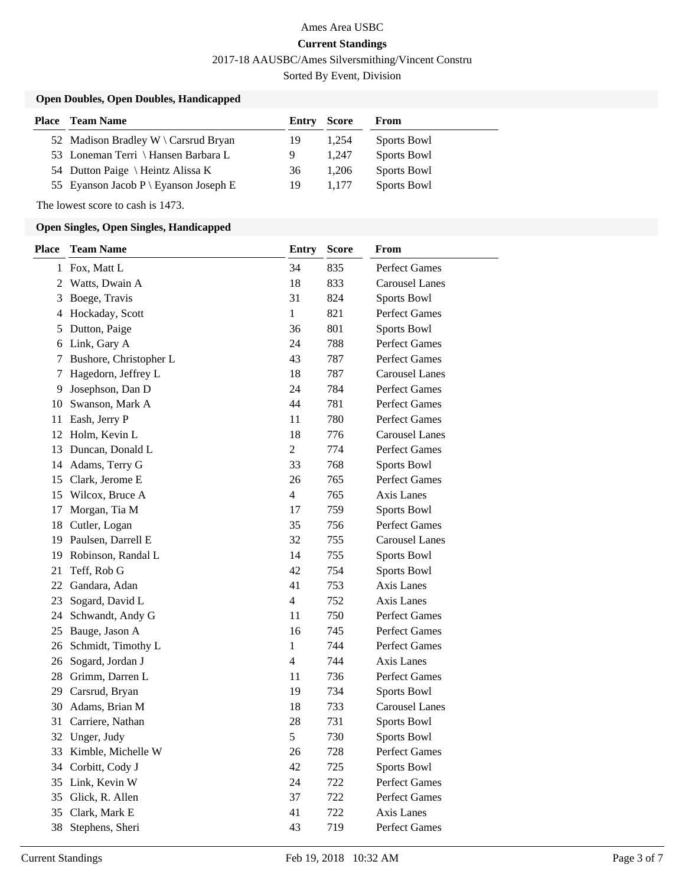Ames Area USBC

**Current Standings**

2017-18 AAUSBC/Ames Silversmithing/Vincent Constru

Sorted By Event, Division

### Open Doubles, Open Doubles, Handicapped

| Place | Team Name | Entry | Score | From |
|---|---|---|---|---|
| 52 | Madison Bradley W \ Carsrud Bryan | 19 | 1,254 | Sports Bowl |
| 53 | Loneman Terri \ Hansen Barbara L | 9 | 1,247 | Sports Bowl |
| 54 | Dutton Paige \ Heintz Alissa K | 36 | 1,206 | Sports Bowl |
| 55 | Eyanson Jacob P \ Eyanson Joseph E | 19 | 1,177 | Sports Bowl |

The lowest score to cash is 1473.

### Open Singles, Open Singles, Handicapped

| Place | Team Name | Entry | Score | From |
|---|---|---|---|---|
| 1 | Fox, Matt L | 34 | 835 | Perfect Games |
| 2 | Watts, Dwain A | 18 | 833 | Carousel Lanes |
| 3 | Boege, Travis | 31 | 824 | Sports Bowl |
| 4 | Hockaday, Scott | 1 | 821 | Perfect Games |
| 5 | Dutton, Paige | 36 | 801 | Sports Bowl |
| 6 | Link, Gary A | 24 | 788 | Perfect Games |
| 7 | Bushore, Christopher L | 43 | 787 | Perfect Games |
| 7 | Hagedorn, Jeffrey L | 18 | 787 | Carousel Lanes |
| 9 | Josephson, Dan D | 24 | 784 | Perfect Games |
| 10 | Swanson, Mark A | 44 | 781 | Perfect Games |
| 11 | Eash, Jerry P | 11 | 780 | Perfect Games |
| 12 | Holm, Kevin L | 18 | 776 | Carousel Lanes |
| 13 | Duncan, Donald L | 2 | 774 | Perfect Games |
| 14 | Adams, Terry G | 33 | 768 | Sports Bowl |
| 15 | Clark, Jerome E | 26 | 765 | Perfect Games |
| 15 | Wilcox, Bruce A | 4 | 765 | Axis Lanes |
| 17 | Morgan, Tia M | 17 | 759 | Sports Bowl |
| 18 | Cutler, Logan | 35 | 756 | Perfect Games |
| 19 | Paulsen, Darrell E | 32 | 755 | Carousel Lanes |
| 19 | Robinson, Randal L | 14 | 755 | Sports Bowl |
| 21 | Teff, Rob G | 42 | 754 | Sports Bowl |
| 22 | Gandara, Adan | 41 | 753 | Axis Lanes |
| 23 | Sogard, David L | 4 | 752 | Axis Lanes |
| 24 | Schwandt, Andy G | 11 | 750 | Perfect Games |
| 25 | Bauge, Jason A | 16 | 745 | Perfect Games |
| 26 | Schmidt, Timothy L | 1 | 744 | Perfect Games |
| 26 | Sogard, Jordan J | 4 | 744 | Axis Lanes |
| 28 | Grimm, Darren L | 11 | 736 | Perfect Games |
| 29 | Carsrud, Bryan | 19 | 734 | Sports Bowl |
| 30 | Adams, Brian M | 18 | 733 | Carousel Lanes |
| 31 | Carriere, Nathan | 28 | 731 | Sports Bowl |
| 32 | Unger, Judy | 5 | 730 | Sports Bowl |
| 33 | Kimble, Michelle W | 26 | 728 | Perfect Games |
| 34 | Corbitt, Cody J | 42 | 725 | Sports Bowl |
| 35 | Link, Kevin W | 24 | 722 | Perfect Games |
| 35 | Glick, R. Allen | 37 | 722 | Perfect Games |
| 35 | Clark, Mark E | 41 | 722 | Axis Lanes |
| 38 | Stephens, Sheri | 43 | 719 | Perfect Games |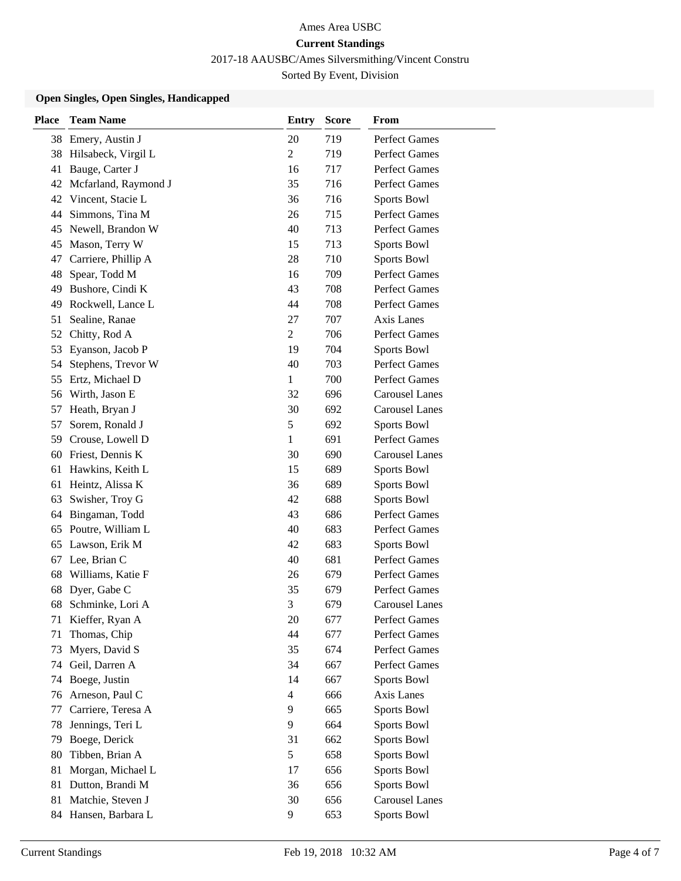Ames Area USBC

**Current Standings**

2017-18 AAUSBC/Ames Silversmithing/Vincent Constru

Sorted By Event, Division

### Open Singles, Open Singles, Handicapped

| Place | Team Name | Entry | Score | From |
|---|---|---|---|---|
| 38 | Emery, Austin J | 20 | 719 | Perfect Games |
| 38 | Hilsabeck, Virgil L | 2 | 719 | Perfect Games |
| 41 | Bauge, Carter J | 16 | 717 | Perfect Games |
| 42 | Mcfarland, Raymond J | 35 | 716 | Perfect Games |
| 42 | Vincent, Stacie L | 36 | 716 | Sports Bowl |
| 44 | Simmons, Tina M | 26 | 715 | Perfect Games |
| 45 | Newell, Brandon W | 40 | 713 | Perfect Games |
| 45 | Mason, Terry W | 15 | 713 | Sports Bowl |
| 47 | Carriere, Phillip A | 28 | 710 | Sports Bowl |
| 48 | Spear, Todd M | 16 | 709 | Perfect Games |
| 49 | Bushore, Cindi K | 43 | 708 | Perfect Games |
| 49 | Rockwell, Lance L | 44 | 708 | Perfect Games |
| 51 | Sealine, Ranae | 27 | 707 | Axis Lanes |
| 52 | Chitty, Rod A | 2 | 706 | Perfect Games |
| 53 | Eyanson, Jacob P | 19 | 704 | Sports Bowl |
| 54 | Stephens, Trevor W | 40 | 703 | Perfect Games |
| 55 | Ertz, Michael D | 1 | 700 | Perfect Games |
| 56 | Wirth, Jason E | 32 | 696 | Carousel Lanes |
| 57 | Heath, Bryan J | 30 | 692 | Carousel Lanes |
| 57 | Sorem, Ronald J | 5 | 692 | Sports Bowl |
| 59 | Crouse, Lowell D | 1 | 691 | Perfect Games |
| 60 | Friest, Dennis K | 30 | 690 | Carousel Lanes |
| 61 | Hawkins, Keith L | 15 | 689 | Sports Bowl |
| 61 | Heintz, Alissa K | 36 | 689 | Sports Bowl |
| 63 | Swisher, Troy G | 42 | 688 | Sports Bowl |
| 64 | Bingaman, Todd | 43 | 686 | Perfect Games |
| 65 | Poutre, William L | 40 | 683 | Perfect Games |
| 65 | Lawson, Erik M | 42 | 683 | Sports Bowl |
| 67 | Lee, Brian C | 40 | 681 | Perfect Games |
| 68 | Williams, Katie F | 26 | 679 | Perfect Games |
| 68 | Dyer, Gabe C | 35 | 679 | Perfect Games |
| 68 | Schminke, Lori A | 3 | 679 | Carousel Lanes |
| 71 | Kieffer, Ryan A | 20 | 677 | Perfect Games |
| 71 | Thomas, Chip | 44 | 677 | Perfect Games |
| 73 | Myers, David S | 35 | 674 | Perfect Games |
| 74 | Geil, Darren A | 34 | 667 | Perfect Games |
| 74 | Boege, Justin | 14 | 667 | Sports Bowl |
| 76 | Arneson, Paul C | 4 | 666 | Axis Lanes |
| 77 | Carriere, Teresa A | 9 | 665 | Sports Bowl |
| 78 | Jennings, Teri L | 9 | 664 | Sports Bowl |
| 79 | Boege, Derick | 31 | 662 | Sports Bowl |
| 80 | Tibben, Brian A | 5 | 658 | Sports Bowl |
| 81 | Morgan, Michael L | 17 | 656 | Sports Bowl |
| 81 | Dutton, Brandi M | 36 | 656 | Sports Bowl |
| 81 | Matchie, Steven J | 30 | 656 | Carousel Lanes |
| 84 | Hansen, Barbara L | 9 | 653 | Sports Bowl |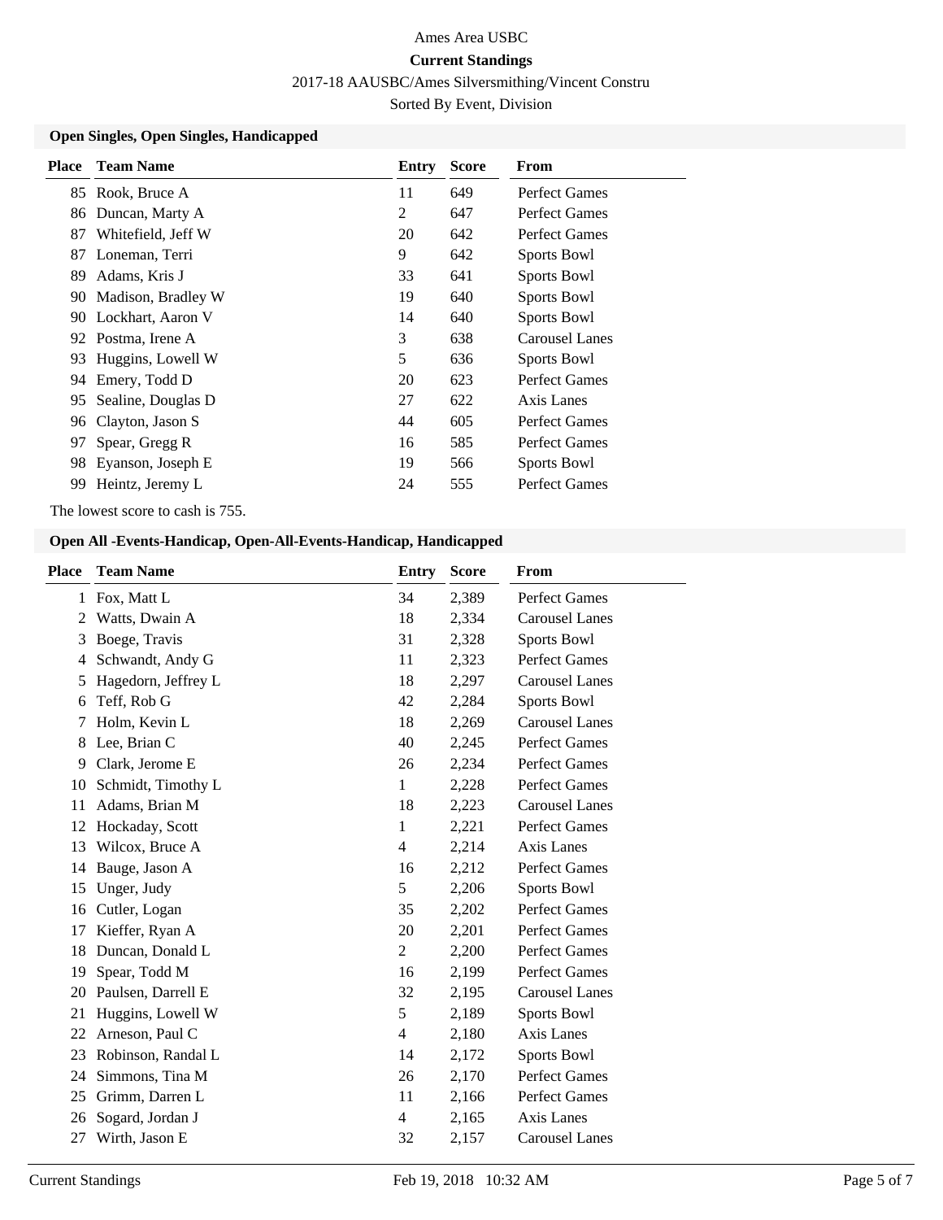Ames Area USBC

**Current Standings**

2017-18 AAUSBC/Ames Silversmithing/Vincent Constru

Sorted By Event, Division

### Open Singles, Open Singles, Handicapped

| Place | Team Name | Entry | Score | From |
|---|---|---|---|---|
| 85 | Rook, Bruce A | 11 | 649 | Perfect Games |
| 86 | Duncan, Marty A | 2 | 647 | Perfect Games |
| 87 | Whitefield, Jeff W | 20 | 642 | Perfect Games |
| 87 | Loneman, Terri | 9 | 642 | Sports Bowl |
| 89 | Adams, Kris J | 33 | 641 | Sports Bowl |
| 90 | Madison, Bradley W | 19 | 640 | Sports Bowl |
| 90 | Lockhart, Aaron V | 14 | 640 | Sports Bowl |
| 92 | Postma, Irene A | 3 | 638 | Carousel Lanes |
| 93 | Huggins, Lowell W | 5 | 636 | Sports Bowl |
| 94 | Emery, Todd D | 20 | 623 | Perfect Games |
| 95 | Sealine, Douglas D | 27 | 622 | Axis Lanes |
| 96 | Clayton, Jason S | 44 | 605 | Perfect Games |
| 97 | Spear, Gregg R | 16 | 585 | Perfect Games |
| 98 | Eyanson, Joseph E | 19 | 566 | Sports Bowl |
| 99 | Heintz, Jeremy L | 24 | 555 | Perfect Games |

The lowest score to cash is 755.

### Open All -Events-Handicap, Open-All-Events-Handicap, Handicapped

| Place | Team Name | Entry | Score | From |
|---|---|---|---|---|
| 1 | Fox, Matt L | 34 | 2,389 | Perfect Games |
| 2 | Watts, Dwain A | 18 | 2,334 | Carousel Lanes |
| 3 | Boege, Travis | 31 | 2,328 | Sports Bowl |
| 4 | Schwandt, Andy G | 11 | 2,323 | Perfect Games |
| 5 | Hagedorn, Jeffrey L | 18 | 2,297 | Carousel Lanes |
| 6 | Teff, Rob G | 42 | 2,284 | Sports Bowl |
| 7 | Holm, Kevin L | 18 | 2,269 | Carousel Lanes |
| 8 | Lee, Brian C | 40 | 2,245 | Perfect Games |
| 9 | Clark, Jerome E | 26 | 2,234 | Perfect Games |
| 10 | Schmidt, Timothy L | 1 | 2,228 | Perfect Games |
| 11 | Adams, Brian M | 18 | 2,223 | Carousel Lanes |
| 12 | Hockaday, Scott | 1 | 2,221 | Perfect Games |
| 13 | Wilcox, Bruce A | 4 | 2,214 | Axis Lanes |
| 14 | Bauge, Jason A | 16 | 2,212 | Perfect Games |
| 15 | Unger, Judy | 5 | 2,206 | Sports Bowl |
| 16 | Cutler, Logan | 35 | 2,202 | Perfect Games |
| 17 | Kieffer, Ryan A | 20 | 2,201 | Perfect Games |
| 18 | Duncan, Donald L | 2 | 2,200 | Perfect Games |
| 19 | Spear, Todd M | 16 | 2,199 | Perfect Games |
| 20 | Paulsen, Darrell E | 32 | 2,195 | Carousel Lanes |
| 21 | Huggins, Lowell W | 5 | 2,189 | Sports Bowl |
| 22 | Arneson, Paul C | 4 | 2,180 | Axis Lanes |
| 23 | Robinson, Randal L | 14 | 2,172 | Sports Bowl |
| 24 | Simmons, Tina M | 26 | 2,170 | Perfect Games |
| 25 | Grimm, Darren L | 11 | 2,166 | Perfect Games |
| 26 | Sogard, Jordan J | 4 | 2,165 | Axis Lanes |
| 27 | Wirth, Jason E | 32 | 2,157 | Carousel Lanes |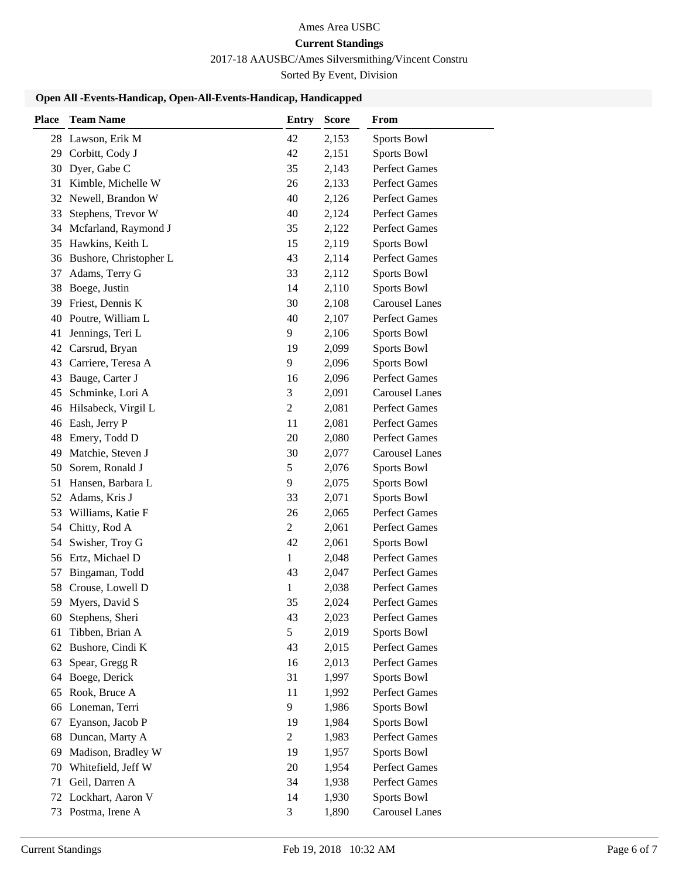Ames Area USBC

**Current Standings**

2017-18 AAUSBC/Ames Silversmithing/Vincent Constru

Sorted By Event, Division

### Open All -Events-Handicap, Open-All-Events-Handicap, Handicapped

| Place | Team Name | Entry | Score | From |
|---|---|---|---|---|
| 28 | Lawson, Erik M | 42 | 2,153 | Sports Bowl |
| 29 | Corbitt, Cody J | 42 | 2,151 | Sports Bowl |
| 30 | Dyer, Gabe C | 35 | 2,143 | Perfect Games |
| 31 | Kimble, Michelle W | 26 | 2,133 | Perfect Games |
| 32 | Newell, Brandon W | 40 | 2,126 | Perfect Games |
| 33 | Stephens, Trevor W | 40 | 2,124 | Perfect Games |
| 34 | Mcfarland, Raymond J | 35 | 2,122 | Perfect Games |
| 35 | Hawkins, Keith L | 15 | 2,119 | Sports Bowl |
| 36 | Bushore, Christopher L | 43 | 2,114 | Perfect Games |
| 37 | Adams, Terry G | 33 | 2,112 | Sports Bowl |
| 38 | Boege, Justin | 14 | 2,110 | Sports Bowl |
| 39 | Friest, Dennis K | 30 | 2,108 | Carousel Lanes |
| 40 | Poutre, William L | 40 | 2,107 | Perfect Games |
| 41 | Jennings, Teri L | 9 | 2,106 | Sports Bowl |
| 42 | Carsrud, Bryan | 19 | 2,099 | Sports Bowl |
| 43 | Carriere, Teresa A | 9 | 2,096 | Sports Bowl |
| 43 | Bauge, Carter J | 16 | 2,096 | Perfect Games |
| 45 | Schminke, Lori A | 3 | 2,091 | Carousel Lanes |
| 46 | Hilsabeck, Virgil L | 2 | 2,081 | Perfect Games |
| 46 | Eash, Jerry P | 11 | 2,081 | Perfect Games |
| 48 | Emery, Todd D | 20 | 2,080 | Perfect Games |
| 49 | Matchie, Steven J | 30 | 2,077 | Carousel Lanes |
| 50 | Sorem, Ronald J | 5 | 2,076 | Sports Bowl |
| 51 | Hansen, Barbara L | 9 | 2,075 | Sports Bowl |
| 52 | Adams, Kris J | 33 | 2,071 | Sports Bowl |
| 53 | Williams, Katie F | 26 | 2,065 | Perfect Games |
| 54 | Chitty, Rod A | 2 | 2,061 | Perfect Games |
| 54 | Swisher, Troy G | 42 | 2,061 | Sports Bowl |
| 56 | Ertz, Michael D | 1 | 2,048 | Perfect Games |
| 57 | Bingaman, Todd | 43 | 2,047 | Perfect Games |
| 58 | Crouse, Lowell D | 1 | 2,038 | Perfect Games |
| 59 | Myers, David S | 35 | 2,024 | Perfect Games |
| 60 | Stephens, Sheri | 43 | 2,023 | Perfect Games |
| 61 | Tibben, Brian A | 5 | 2,019 | Sports Bowl |
| 62 | Bushore, Cindi K | 43 | 2,015 | Perfect Games |
| 63 | Spear, Gregg R | 16 | 2,013 | Perfect Games |
| 64 | Boege, Derick | 31 | 1,997 | Sports Bowl |
| 65 | Rook, Bruce A | 11 | 1,992 | Perfect Games |
| 66 | Loneman, Terri | 9 | 1,986 | Sports Bowl |
| 67 | Eyanson, Jacob P | 19 | 1,984 | Sports Bowl |
| 68 | Duncan, Marty A | 2 | 1,983 | Perfect Games |
| 69 | Madison, Bradley W | 19 | 1,957 | Sports Bowl |
| 70 | Whitefield, Jeff W | 20 | 1,954 | Perfect Games |
| 71 | Geil, Darren A | 34 | 1,938 | Perfect Games |
| 72 | Lockhart, Aaron V | 14 | 1,930 | Sports Bowl |
| 73 | Postma, Irene A | 3 | 1,890 | Carousel Lanes |

Current Standings Feb 19, 2018 10:32 AM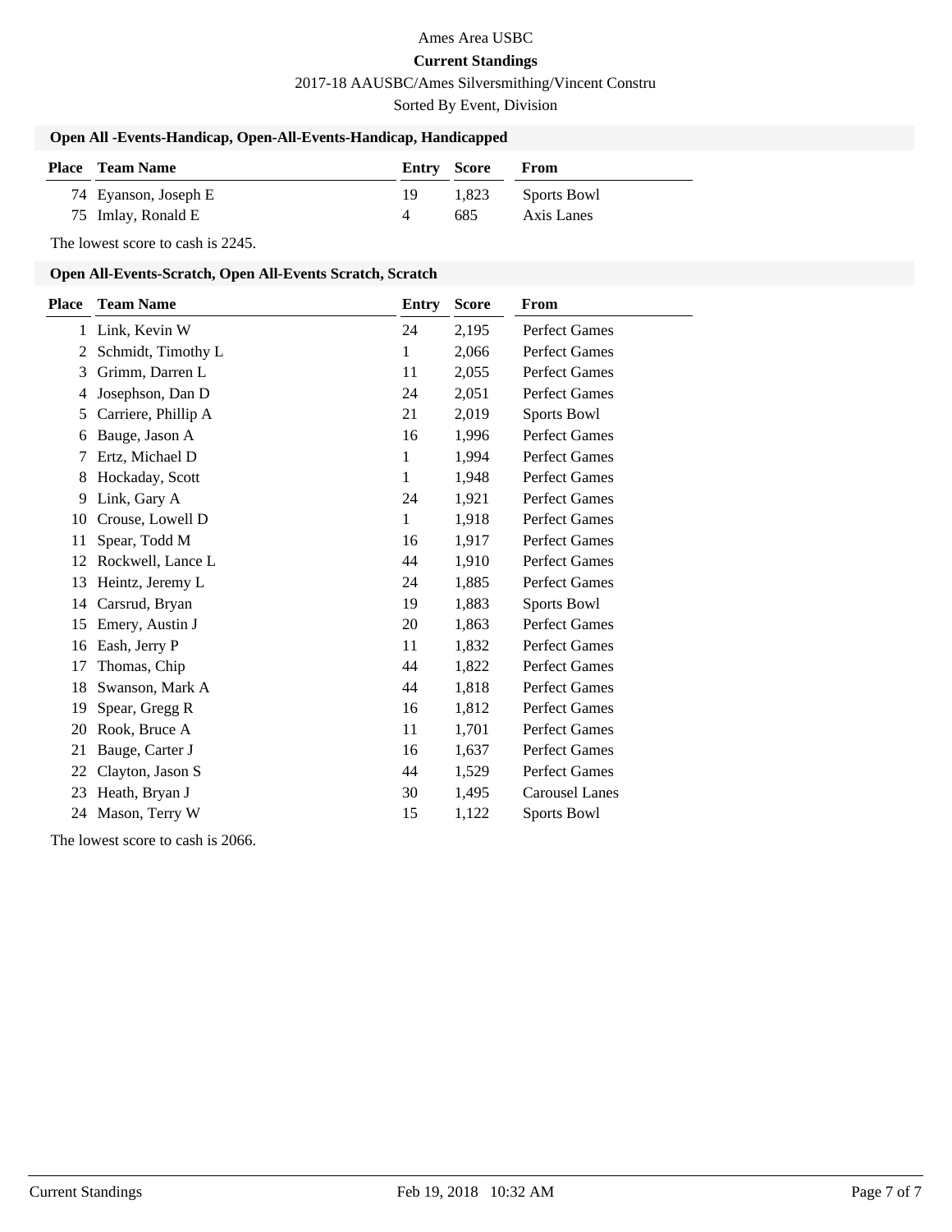Ames Area USBC

**Current Standings**

2017-18 AAUSBC/Ames Silversmithing/Vincent Constru

Sorted By Event, Division

### Open All -Events-Handicap, Open-All-Events-Handicap, Handicapped

| Place | Team Name | Entry | Score | From |
|---|---|---|---|---|
| 74 | Eyanson, Joseph E | 19 | 1,823 | Sports Bowl |
| 75 | Imlay, Ronald E | 4 | 685 | Axis Lanes |

The lowest score to cash is 2245.

### Open All-Events-Scratch, Open All-Events Scratch, Scratch

| Place | Team Name | Entry | Score | From |
|---|---|---|---|---|
| 1 | Link, Kevin W | 24 | 2,195 | Perfect Games |
| 2 | Schmidt, Timothy L | 1 | 2,066 | Perfect Games |
| 3 | Grimm, Darren L | 11 | 2,055 | Perfect Games |
| 4 | Josephson, Dan D | 24 | 2,051 | Perfect Games |
| 5 | Carriere, Phillip A | 21 | 2,019 | Sports Bowl |
| 6 | Bauge, Jason A | 16 | 1,996 | Perfect Games |
| 7 | Ertz, Michael D | 1 | 1,994 | Perfect Games |
| 8 | Hockaday, Scott | 1 | 1,948 | Perfect Games |
| 9 | Link, Gary A | 24 | 1,921 | Perfect Games |
| 10 | Crouse, Lowell D | 1 | 1,918 | Perfect Games |
| 11 | Spear, Todd M | 16 | 1,917 | Perfect Games |
| 12 | Rockwell, Lance L | 44 | 1,910 | Perfect Games |
| 13 | Heintz, Jeremy L | 24 | 1,885 | Perfect Games |
| 14 | Carsrud, Bryan | 19 | 1,883 | Sports Bowl |
| 15 | Emery, Austin J | 20 | 1,863 | Perfect Games |
| 16 | Eash, Jerry P | 11 | 1,832 | Perfect Games |
| 17 | Thomas, Chip | 44 | 1,822 | Perfect Games |
| 18 | Swanson, Mark A | 44 | 1,818 | Perfect Games |
| 19 | Spear, Gregg R | 16 | 1,812 | Perfect Games |
| 20 | Rook, Bruce A | 11 | 1,701 | Perfect Games |
| 21 | Bauge, Carter J | 16 | 1,637 | Perfect Games |
| 22 | Clayton, Jason S | 44 | 1,529 | Perfect Games |
| 23 | Heath, Bryan J | 30 | 1,495 | Carousel Lanes |
| 24 | Mason, Terry W | 15 | 1,122 | Sports Bowl |

The lowest score to cash is 2066.

Current Standings Feb 19, 2018 10:32 AM